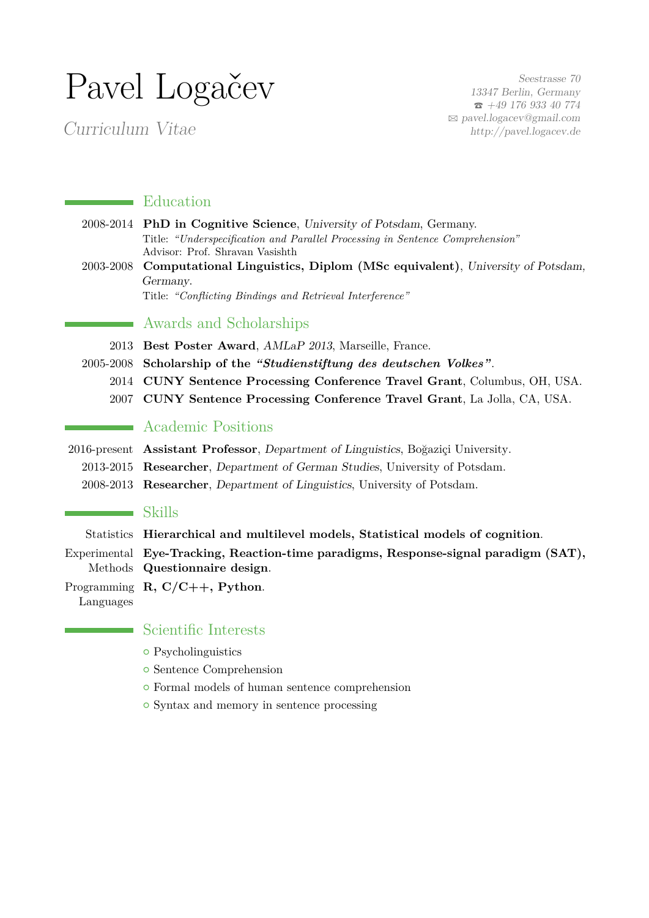# Pavel Logačev

*Curriculum Vitae*

*Seestrasse 70*
*13347 Berlin, Germany*
☎ *+49 176 933 40 774*
✉ *pavel.logacev@gmail.com*
*http://pavel.logacev.de*

## Education

2008-2014 **PhD in Cognitive Science**, *University of Potsdam*, Germany.
Title: *"Underspecification and Parallel Processing in Sentence Comprehension"*
Advisor: Prof. Shravan Vasishth

2003-2008 **Computational Linguistics, Diplom (MSc equivalent)**, *University of Potsdam, Germany*.
Title: *"Conflicting Bindings and Retrieval Interference"*

## Awards and Scholarships

2013 **Best Poster Award**, *AMLaP 2013*, Marseille, France.

2005-2008 **Scholarship of the *"Studienstiftung des deutschen Volkes"***.

2014 **CUNY Sentence Processing Conference Travel Grant**, Columbus, OH, USA.

2007 **CUNY Sentence Processing Conference Travel Grant**, La Jolla, CA, USA.

## Academic Positions

2016-present **Assistant Professor**, *Department of Linguistics*, Boğaziçi University.

2013-2015 **Researcher**, *Department of German Studies*, University of Potsdam.

2008-2013 **Researcher**, *Department of Linguistics*, University of Potsdam.

## Skills

Statistics **Hierarchical and multilevel models, Statistical models of cognition**.

Experimental Methods **Eye-Tracking, Reaction-time paradigms, Response-signal paradigm (SAT), Questionnaire design**.

Programming Languages **R, C/C++, Python**.

## Scientific Interests

- Psycholinguistics
- Sentence Comprehension
- Formal models of human sentence comprehension
- Syntax and memory in sentence processing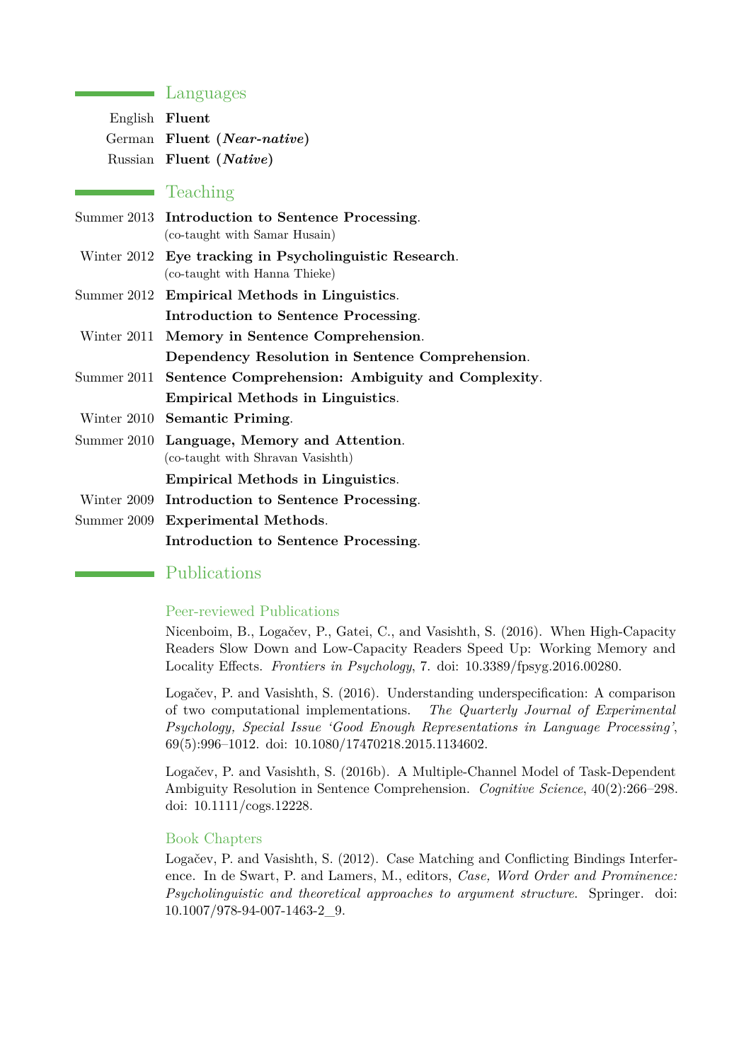## Languages

English **Fluent**
German **Fluent (*Near-native*)**
Russian **Fluent (*Native*)**

## Teaching

Summer 2013 **Introduction to Sentence Processing**.
(co-taught with Samar Husain)

Winter 2012 **Eye tracking in Psycholinguistic Research**.
(co-taught with Hanna Thieke)

Summer 2012 **Empirical Methods in Linguistics**.
**Introduction to Sentence Processing**.

Winter 2011 **Memory in Sentence Comprehension**.
**Dependency Resolution in Sentence Comprehension**.

Summer 2011 **Sentence Comprehension: Ambiguity and Complexity**.
**Empirical Methods in Linguistics**.

Winter 2010 **Semantic Priming**.

Summer 2010 **Language, Memory and Attention**.
(co-taught with Shravan Vasishth)
**Empirical Methods in Linguistics**.

Winter 2009 **Introduction to Sentence Processing**.

Summer 2009 **Experimental Methods**.
**Introduction to Sentence Processing**.

## Publications

### Peer-reviewed Publications

Nicenboim, B., Logačev, P., Gatei, C., and Vasishth, S. (2016). When High-Capacity Readers Slow Down and Low-Capacity Readers Speed Up: Working Memory and Locality Effects. *Frontiers in Psychology*, 7. doi: 10.3389/fpsyg.2016.00280.

Logačev, P. and Vasishth, S. (2016). Understanding underspecification: A comparison of two computational implementations. *The Quarterly Journal of Experimental Psychology, Special Issue 'Good Enough Representations in Language Processing'*, 69(5):996–1012. doi: 10.1080/17470218.2015.1134602.

Logačev, P. and Vasishth, S. (2016b). A Multiple-Channel Model of Task-Dependent Ambiguity Resolution in Sentence Comprehension. *Cognitive Science*, 40(2):266–298. doi: 10.1111/cogs.12228.

### Book Chapters

Logačev, P. and Vasishth, S. (2012). Case Matching and Conflicting Bindings Interference. In de Swart, P. and Lamers, M., editors, *Case, Word Order and Prominence: Psycholinguistic and theoretical approaches to argument structure*. Springer. doi: 10.1007/978-94-007-1463-2_9.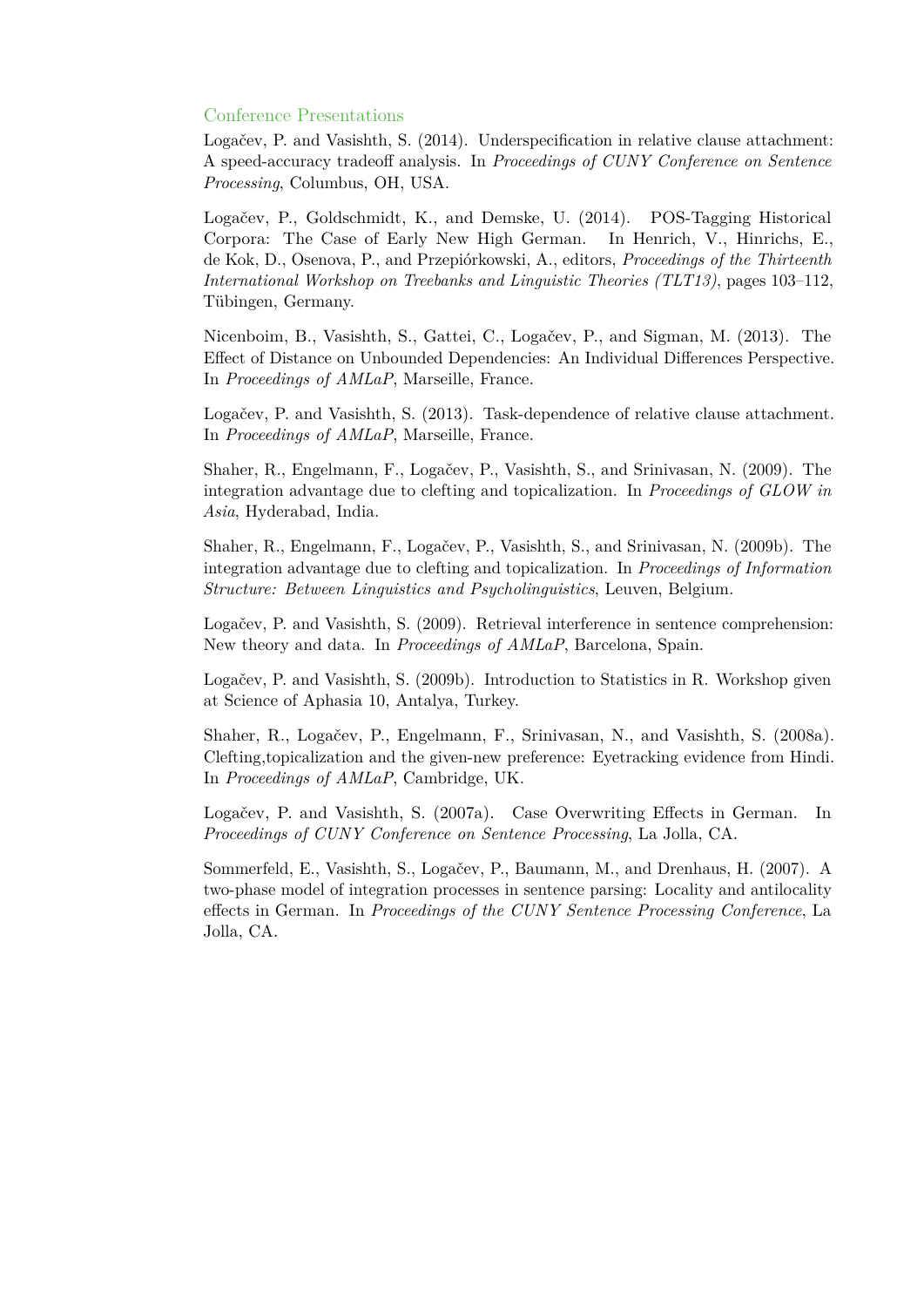## Conference Presentations

Logačev, P. and Vasishth, S. (2014). Underspecification in relative clause attachment: A speed-accuracy tradeoff analysis. In *Proceedings of CUNY Conference on Sentence Processing*, Columbus, OH, USA.

Logačev, P., Goldschmidt, K., and Demske, U. (2014). POS-Tagging Historical Corpora: The Case of Early New High German. In Henrich, V., Hinrichs, E., de Kok, D., Osenova, P., and Przepiórkowski, A., editors, *Proceedings of the Thirteenth International Workshop on Treebanks and Linguistic Theories (TLT13)*, pages 103–112, Tübingen, Germany.

Nicenboim, B., Vasishth, S., Gattei, C., Logačev, P., and Sigman, M. (2013). The Effect of Distance on Unbounded Dependencies: An Individual Differences Perspective. In *Proceedings of AMLaP*, Marseille, France.

Logačev, P. and Vasishth, S. (2013). Task-dependence of relative clause attachment. In *Proceedings of AMLaP*, Marseille, France.

Shaher, R., Engelmann, F., Logačev, P., Vasishth, S., and Srinivasan, N. (2009). The integration advantage due to clefting and topicalization. In *Proceedings of GLOW in Asia*, Hyderabad, India.

Shaher, R., Engelmann, F., Logačev, P., Vasishth, S., and Srinivasan, N. (2009b). The integration advantage due to clefting and topicalization. In *Proceedings of Information Structure: Between Linguistics and Psycholinguistics*, Leuven, Belgium.

Logačev, P. and Vasishth, S. (2009). Retrieval interference in sentence comprehension: New theory and data. In *Proceedings of AMLaP*, Barcelona, Spain.

Logačev, P. and Vasishth, S. (2009b). Introduction to Statistics in R. Workshop given at Science of Aphasia 10, Antalya, Turkey.

Shaher, R., Logačev, P., Engelmann, F., Srinivasan, N., and Vasishth, S. (2008a). Clefting,topicalization and the given-new preference: Eyetracking evidence from Hindi. In *Proceedings of AMLaP*, Cambridge, UK.

Logačev, P. and Vasishth, S. (2007a). Case Overwriting Effects in German. In *Proceedings of CUNY Conference on Sentence Processing*, La Jolla, CA.

Sommerfeld, E., Vasishth, S., Logačev, P., Baumann, M., and Drenhaus, H. (2007). A two-phase model of integration processes in sentence parsing: Locality and antilocality effects in German. In *Proceedings of the CUNY Sentence Processing Conference*, La Jolla, CA.